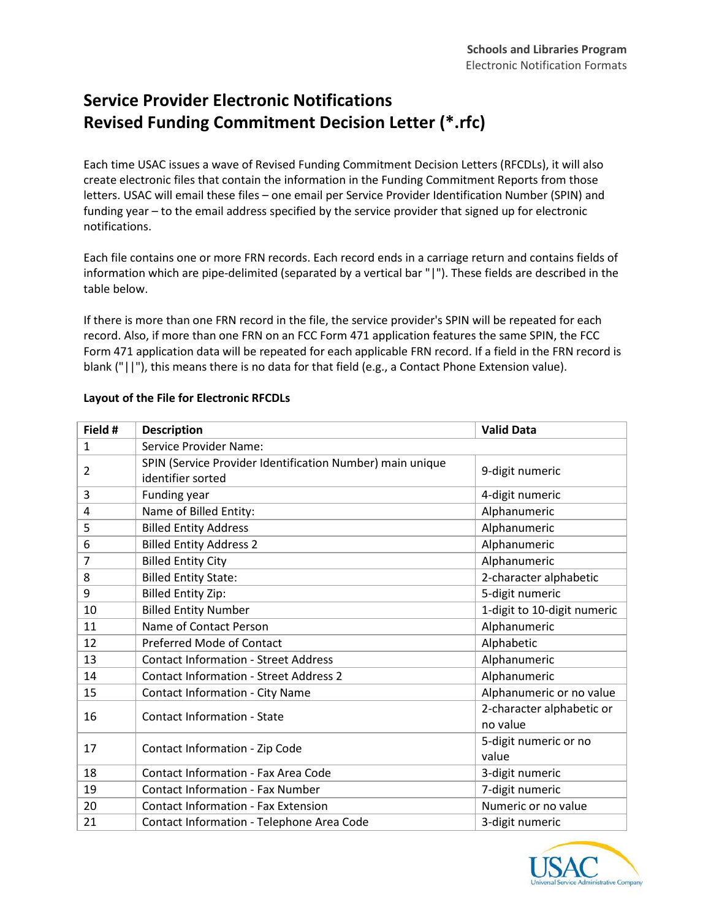# Service Provider Electronic Notifications
# Revised Funding Commitment Decision Letter (*.rfc)

Each time USAC issues a wave of Revised Funding Commitment Decision Letters (RFCDLs), it will also create electronic files that contain the information in the Funding Commitment Reports from those letters. USAC will email these files – one email per Service Provider Identification Number (SPIN) and funding year – to the email address specified by the service provider that signed up for electronic notifications.

Each file contains one or more FRN records. Each record ends in a carriage return and contains fields of information which are pipe-delimited (separated by a vertical bar "|"). These fields are described in the table below.

If there is more than one FRN record in the file, the service provider's SPIN will be repeated for each record. Also, if more than one FRN on an FCC Form 471 application features the same SPIN, the FCC Form 471 application data will be repeated for each applicable FRN record. If a field in the FRN record is blank ("||"), this means there is no data for that field (e.g., a Contact Phone Extension value).

**Layout of the File for Electronic RFCDLs**

| Field # | Description | Valid Data |
|---|---|---|
| 1 | Service Provider Name: | |
| 2 | SPIN (Service Provider Identification Number) main unique identifier sorted | 9-digit numeric |
| 3 | Funding year | 4-digit numeric |
| 4 | Name of Billed Entity: | Alphanumeric |
| 5 | Billed Entity Address | Alphanumeric |
| 6 | Billed Entity Address 2 | Alphanumeric |
| 7 | Billed Entity City | Alphanumeric |
| 8 | Billed Entity State: | 2-character alphabetic |
| 9 | Billed Entity Zip: | 5-digit numeric |
| 10 | Billed Entity Number | 1-digit to 10-digit numeric |
| 11 | Name of Contact Person | Alphanumeric |
| 12 | Preferred Mode of Contact | Alphabetic |
| 13 | Contact Information - Street Address | Alphanumeric |
| 14 | Contact Information - Street Address 2 | Alphanumeric |
| 15 | Contact Information - City Name | Alphanumeric or no value |
| 16 | Contact Information - State | 2-character alphabetic or no value |
| 17 | Contact Information - Zip Code | 5-digit numeric or no value |
| 18 | Contact Information - Fax Area Code | 3-digit numeric |
| 19 | Contact Information - Fax Number | 7-digit numeric |
| 20 | Contact Information - Fax Extension | Numeric or no value |
| 21 | Contact Information - Telephone Area Code | 3-digit numeric |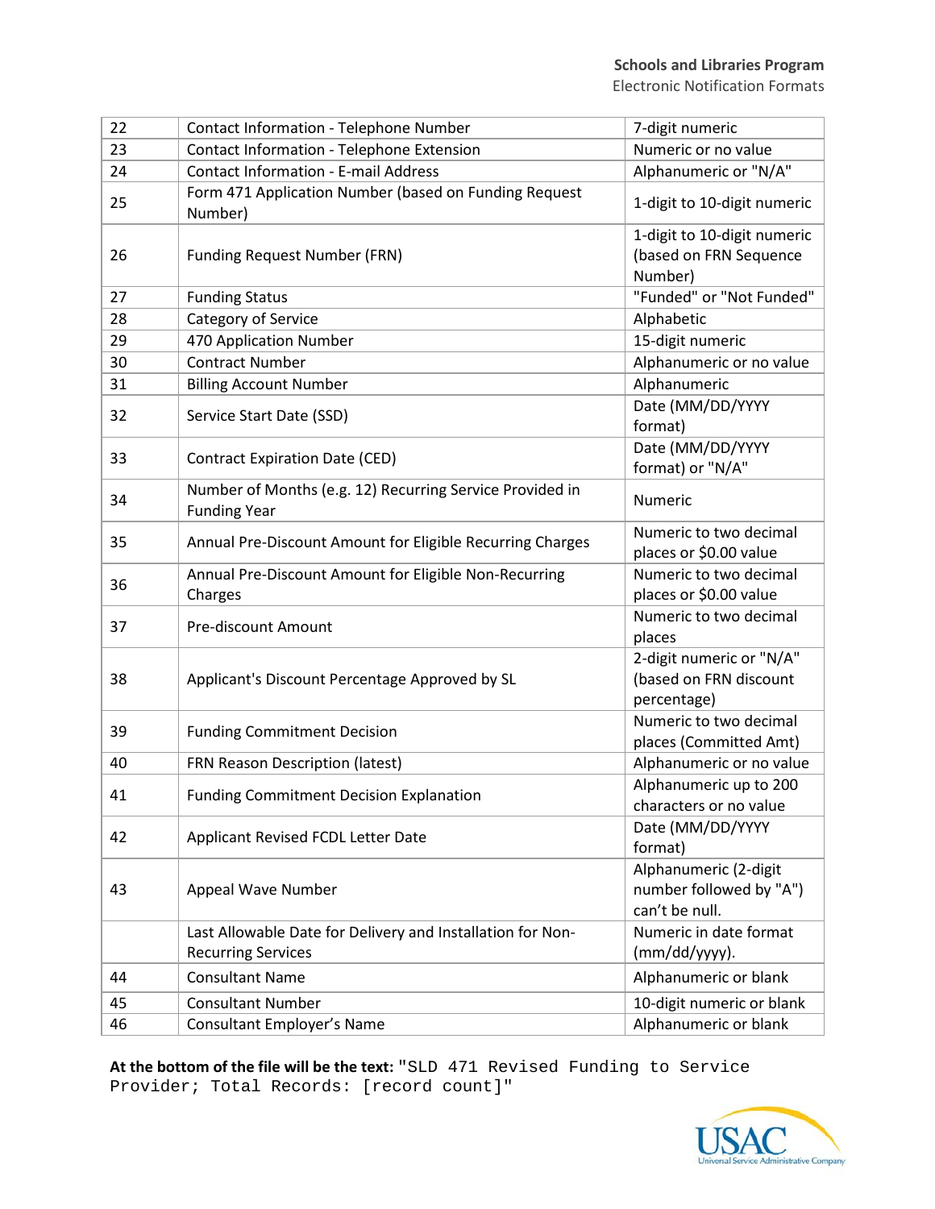| | | |
|---|---|---|
| 22 | Contact Information - Telephone Number | 7-digit numeric |
| 23 | Contact Information - Telephone Extension | Numeric or no value |
| 24 | Contact Information - E-mail Address | Alphanumeric or "N/A" |
| 25 | Form 471 Application Number (based on Funding Request Number) | 1-digit to 10-digit numeric |
| 26 | Funding Request Number (FRN) | 1-digit to 10-digit numeric (based on FRN Sequence Number) |
| 27 | Funding Status | "Funded" or "Not Funded" |
| 28 | Category of Service | Alphabetic |
| 29 | 470 Application Number | 15-digit numeric |
| 30 | Contract Number | Alphanumeric or no value |
| 31 | Billing Account Number | Alphanumeric |
| 32 | Service Start Date (SSD) | Date (MM/DD/YYYY format) |
| 33 | Contract Expiration Date (CED) | Date (MM/DD/YYYY format) or "N/A" |
| 34 | Number of Months (e.g. 12) Recurring Service Provided in Funding Year | Numeric |
| 35 | Annual Pre-Discount Amount for Eligible Recurring Charges | Numeric to two decimal places or $0.00 value |
| 36 | Annual Pre-Discount Amount for Eligible Non-Recurring Charges | Numeric to two decimal places or $0.00 value |
| 37 | Pre-discount Amount | Numeric to two decimal places |
| 38 | Applicant's Discount Percentage Approved by SL | 2-digit numeric or "N/A" (based on FRN discount percentage) |
| 39 | Funding Commitment Decision | Numeric to two decimal places (Committed Amt) |
| 40 | FRN Reason Description (latest) | Alphanumeric or no value |
| 41 | Funding Commitment Decision Explanation | Alphanumeric up to 200 characters or no value |
| 42 | Applicant Revised FCDL Letter Date | Date (MM/DD/YYYY format) |
| 43 | Appeal Wave Number | Alphanumeric (2-digit number followed by "A") can't be null. |
| | Last Allowable Date for Delivery and Installation for Non-Recurring Services | Numeric in date format (mm/dd/yyyy). |
| 44 | Consultant Name | Alphanumeric or blank |
| 45 | Consultant Number | 10-digit numeric or blank |
| 46 | Consultant Employer's Name | Alphanumeric or blank |

**At the bottom of the file will be the text:** `"SLD 471 Revised Funding to Service Provider; Total Records: [record count]"`